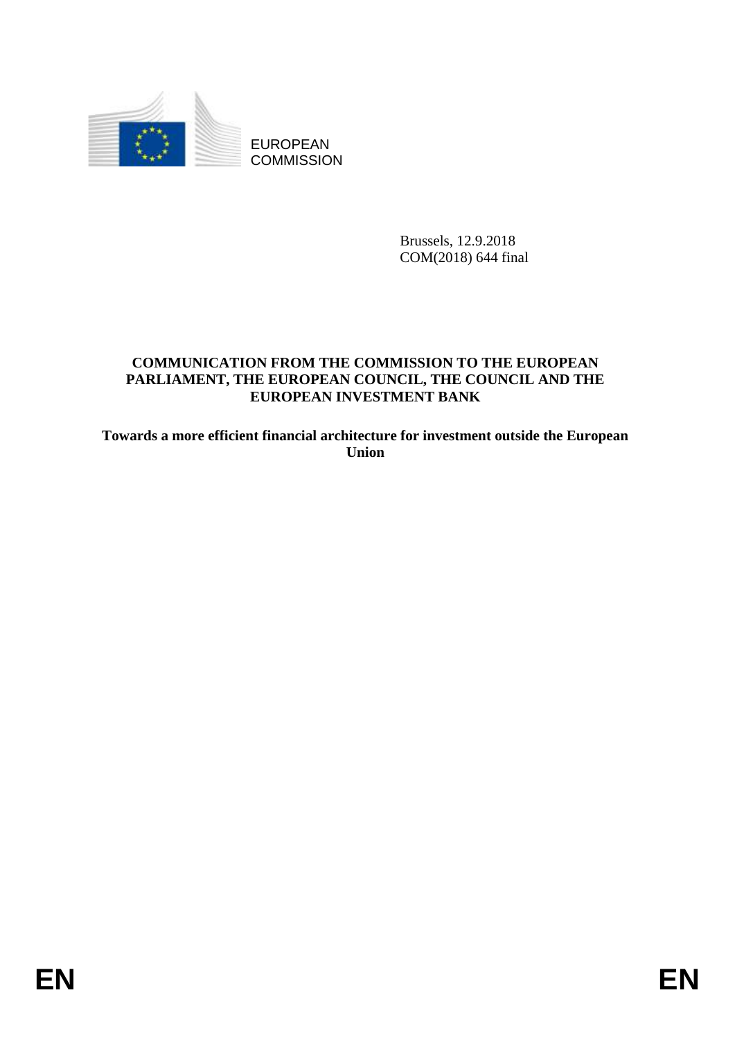EUROPEAN COMMISSION

Brussels, 12.9.2018
COM(2018) 644 final

**COMMUNICATION FROM THE COMMISSION TO THE EUROPEAN PARLIAMENT, THE EUROPEAN COUNCIL, THE COUNCIL AND THE EUROPEAN INVESTMENT BANK**

**Towards a more efficient financial architecture for investment outside the European Union**

EN EN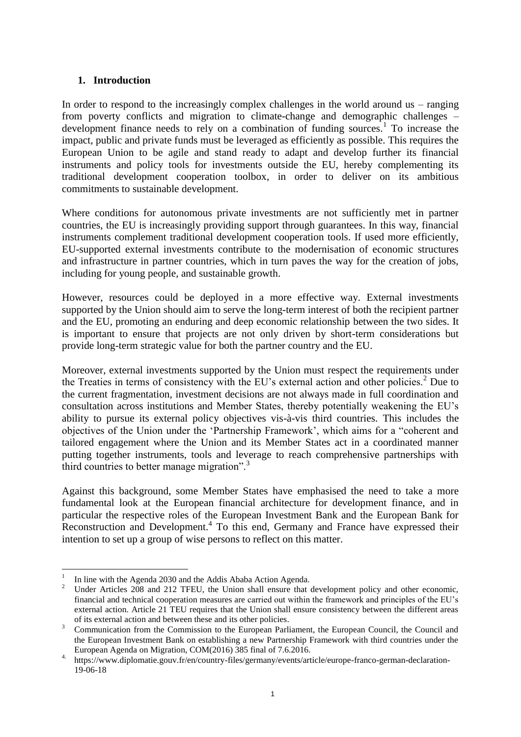## 1. Introduction

In order to respond to the increasingly complex challenges in the world around us – ranging from poverty conflicts and migration to climate-change and demographic challenges – development finance needs to rely on a combination of funding sources.[1] To increase the impact, public and private funds must be leveraged as efficiently as possible. This requires the European Union to be agile and stand ready to adapt and develop further its financial instruments and policy tools for investments outside the EU, hereby complementing its traditional development cooperation toolbox, in order to deliver on its ambitious commitments to sustainable development.

Where conditions for autonomous private investments are not sufficiently met in partner countries, the EU is increasingly providing support through guarantees. In this way, financial instruments complement traditional development cooperation tools. If used more efficiently, EU-supported external investments contribute to the modernisation of economic structures and infrastructure in partner countries, which in turn paves the way for the creation of jobs, including for young people, and sustainable growth.

However, resources could be deployed in a more effective way. External investments supported by the Union should aim to serve the long-term interest of both the recipient partner and the EU, promoting an enduring and deep economic relationship between the two sides. It is important to ensure that projects are not only driven by short-term considerations but provide long-term strategic value for both the partner country and the EU.

Moreover, external investments supported by the Union must respect the requirements under the Treaties in terms of consistency with the EU's external action and other policies.[2] Due to the current fragmentation, investment decisions are not always made in full coordination and consultation across institutions and Member States, thereby potentially weakening the EU's ability to pursue its external policy objectives vis-à-vis third countries. This includes the objectives of the Union under the 'Partnership Framework', which aims for a "coherent and tailored engagement where the Union and its Member States act in a coordinated manner putting together instruments, tools and leverage to reach comprehensive partnerships with third countries to better manage migration".[3]

Against this background, some Member States have emphasised the need to take a more fundamental look at the European financial architecture for development finance, and in particular the respective roles of the European Investment Bank and the European Bank for Reconstruction and Development.[4] To this end, Germany and France have expressed their intention to set up a group of wise persons to reflect on this matter.

---

[1] In line with the Agenda 2030 and the Addis Ababa Action Agenda.

[2] Under Articles 208 and 212 TFEU, the Union shall ensure that development policy and other economic, financial and technical cooperation measures are carried out within the framework and principles of the EU's external action. Article 21 TEU requires that the Union shall ensure consistency between the different areas of its external action and between these and its other policies.

[3] Communication from the Commission to the European Parliament, the European Council, the Council and the European Investment Bank on establishing a new Partnership Framework with third countries under the European Agenda on Migration, COM(2016) 385 final of 7.6.2016.

[4] https://www.diplomatie.gouv.fr/en/country-files/germany/events/article/europe-franco-german-declaration-19-06-18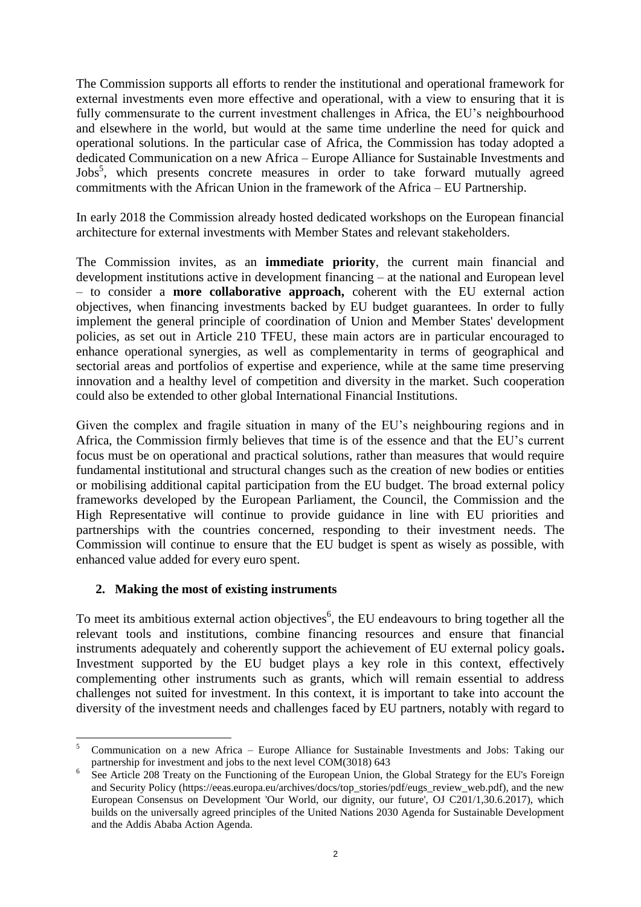The Commission supports all efforts to render the institutional and operational framework for external investments even more effective and operational, with a view to ensuring that it is fully commensurate to the current investment challenges in Africa, the EU's neighbourhood and elsewhere in the world, but would at the same time underline the need for quick and operational solutions. In the particular case of Africa, the Commission has today adopted a dedicated Communication on a new Africa – Europe Alliance for Sustainable Investments and Jobs[5], which presents concrete measures in order to take forward mutually agreed commitments with the African Union in the framework of the Africa – EU Partnership.

In early 2018 the Commission already hosted dedicated workshops on the European financial architecture for external investments with Member States and relevant stakeholders.

The Commission invites, as an **immediate priority**, the current main financial and development institutions active in development financing – at the national and European level – to consider a **more collaborative approach,** coherent with the EU external action objectives, when financing investments backed by EU budget guarantees. In order to fully implement the general principle of coordination of Union and Member States' development policies, as set out in Article 210 TFEU, these main actors are in particular encouraged to enhance operational synergies, as well as complementarity in terms of geographical and sectorial areas and portfolios of expertise and experience, while at the same time preserving innovation and a healthy level of competition and diversity in the market. Such cooperation could also be extended to other global International Financial Institutions.

Given the complex and fragile situation in many of the EU's neighbouring regions and in Africa, the Commission firmly believes that time is of the essence and that the EU's current focus must be on operational and practical solutions, rather than measures that would require fundamental institutional and structural changes such as the creation of new bodies or entities or mobilising additional capital participation from the EU budget. The broad external policy frameworks developed by the European Parliament, the Council, the Commission and the High Representative will continue to provide guidance in line with EU priorities and partnerships with the countries concerned, responding to their investment needs. The Commission will continue to ensure that the EU budget is spent as wisely as possible, with enhanced value added for every euro spent.

## 2. Making the most of existing instruments

To meet its ambitious external action objectives[6], the EU endeavours to bring together all the relevant tools and institutions, combine financing resources and ensure that financial instruments adequately and coherently support the achievement of EU external policy goals**.** Investment supported by the EU budget plays a key role in this context, effectively complementing other instruments such as grants, which will remain essential to address challenges not suited for investment. In this context, it is important to take into account the diversity of the investment needs and challenges faced by EU partners, notably with regard to

---

[5] Communication on a new Africa – Europe Alliance for Sustainable Investments and Jobs: Taking our partnership for investment and jobs to the next level COM(3018) 643

[6] See Article 208 Treaty on the Functioning of the European Union, the Global Strategy for the EU's Foreign and Security Policy (https://eeas.europa.eu/archives/docs/top_stories/pdf/eugs_review_web.pdf), and the new European Consensus on Development 'Our World, our dignity, our future', OJ C201/1,30.6.2017), which builds on the universally agreed principles of the United Nations 2030 Agenda for Sustainable Development and the Addis Ababa Action Agenda.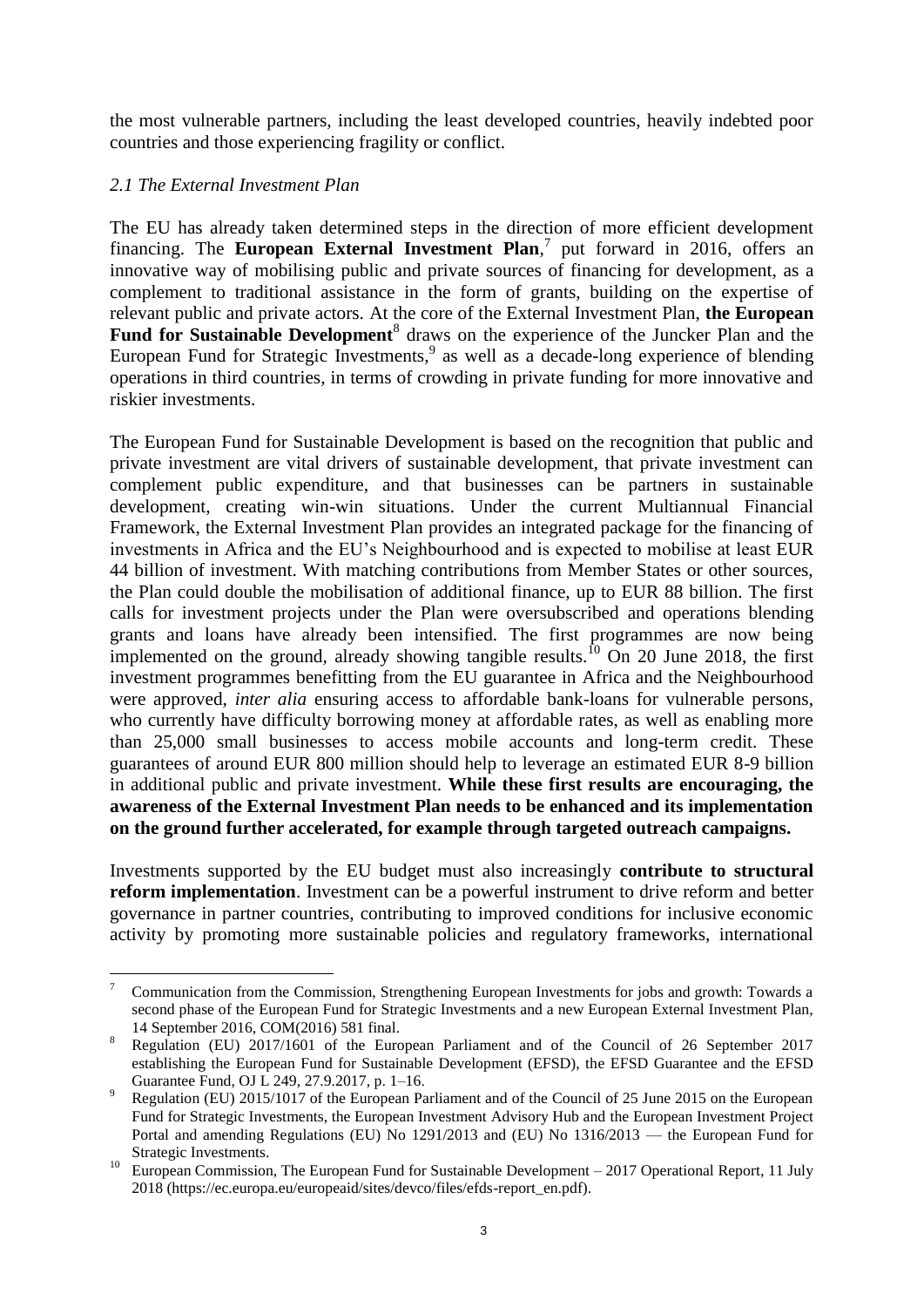the most vulnerable partners, including the least developed countries, heavily indebted poor countries and those experiencing fragility or conflict.

### *2.1 The External Investment Plan*

The EU has already taken determined steps in the direction of more efficient development financing. The **European External Investment Plan**,[7] put forward in 2016, offers an innovative way of mobilising public and private sources of financing for development, as a complement to traditional assistance in the form of grants, building on the expertise of relevant public and private actors. At the core of the External Investment Plan, **the European Fund for Sustainable Development**[8] draws on the experience of the Juncker Plan and the European Fund for Strategic Investments,[9] as well as a decade-long experience of blending operations in third countries, in terms of crowding in private funding for more innovative and riskier investments.

The European Fund for Sustainable Development is based on the recognition that public and private investment are vital drivers of sustainable development, that private investment can complement public expenditure, and that businesses can be partners in sustainable development, creating win-win situations. Under the current Multiannual Financial Framework, the External Investment Plan provides an integrated package for the financing of investments in Africa and the EU's Neighbourhood and is expected to mobilise at least EUR 44 billion of investment. With matching contributions from Member States or other sources, the Plan could double the mobilisation of additional finance, up to EUR 88 billion. The first calls for investment projects under the Plan were oversubscribed and operations blending grants and loans have already been intensified. The first programmes are now being implemented on the ground, already showing tangible results.[10] On 20 June 2018, the first investment programmes benefitting from the EU guarantee in Africa and the Neighbourhood were approved, *inter alia* ensuring access to affordable bank-loans for vulnerable persons, who currently have difficulty borrowing money at affordable rates, as well as enabling more than 25,000 small businesses to access mobile accounts and long-term credit. These guarantees of around EUR 800 million should help to leverage an estimated EUR 8-9 billion in additional public and private investment. **While these first results are encouraging, the awareness of the External Investment Plan needs to be enhanced and its implementation on the ground further accelerated, for example through targeted outreach campaigns.**

Investments supported by the EU budget must also increasingly **contribute to structural reform implementation**. Investment can be a powerful instrument to drive reform and better governance in partner countries, contributing to improved conditions for inclusive economic activity by promoting more sustainable policies and regulatory frameworks, international

---

[7] Communication from the Commission, Strengthening European Investments for jobs and growth: Towards a second phase of the European Fund for Strategic Investments and a new European External Investment Plan, 14 September 2016, COM(2016) 581 final.

[8] Regulation (EU) 2017/1601 of the European Parliament and of the Council of 26 September 2017 establishing the European Fund for Sustainable Development (EFSD), the EFSD Guarantee and the EFSD Guarantee Fund, OJ L 249, 27.9.2017, p. 1–16.

[9] Regulation (EU) 2015/1017 of the European Parliament and of the Council of 25 June 2015 on the European Fund for Strategic Investments, the European Investment Advisory Hub and the European Investment Project Portal and amending Regulations (EU) No 1291/2013 and (EU) No 1316/2013 — the European Fund for Strategic Investments.

[10] European Commission, The European Fund for Sustainable Development – 2017 Operational Report, 11 July 2018 (https://ec.europa.eu/europeaid/sites/devco/files/efds-report_en.pdf).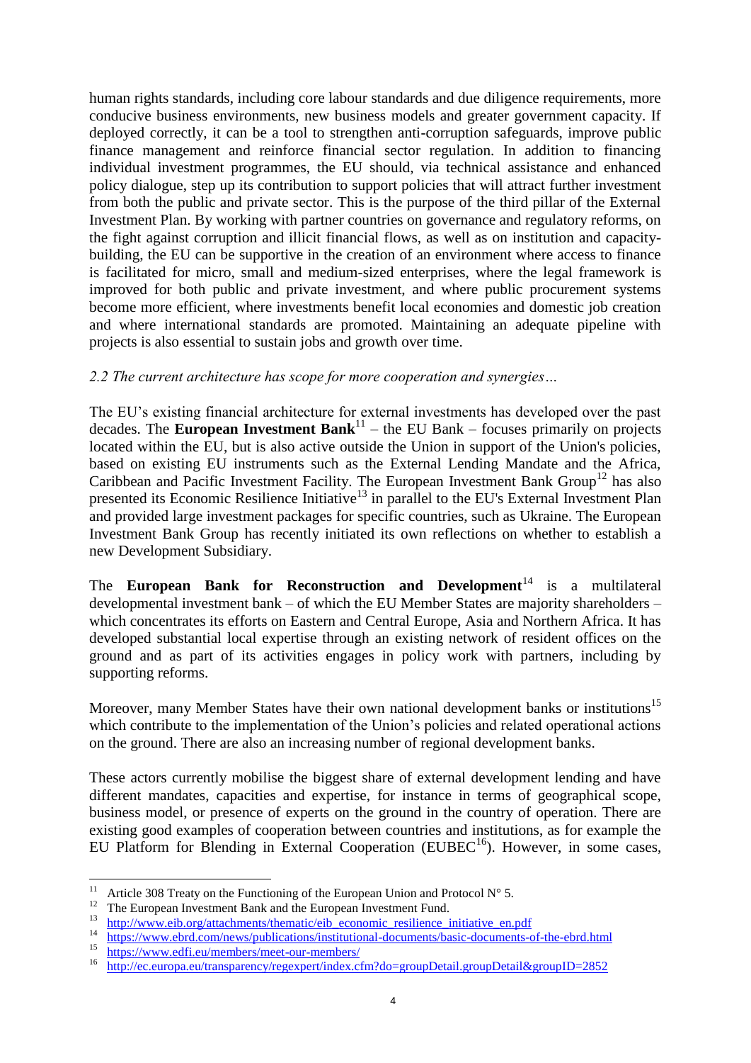human rights standards, including core labour standards and due diligence requirements, more conducive business environments, new business models and greater government capacity. If deployed correctly, it can be a tool to strengthen anti-corruption safeguards, improve public finance management and reinforce financial sector regulation. In addition to financing individual investment programmes, the EU should, via technical assistance and enhanced policy dialogue, step up its contribution to support policies that will attract further investment from both the public and private sector. This is the purpose of the third pillar of the External Investment Plan. By working with partner countries on governance and regulatory reforms, on the fight against corruption and illicit financial flows, as well as on institution and capacity-building, the EU can be supportive in the creation of an environment where access to finance is facilitated for micro, small and medium-sized enterprises, where the legal framework is improved for both public and private investment, and where public procurement systems become more efficient, where investments benefit local economies and domestic job creation and where international standards are promoted. Maintaining an adequate pipeline with projects is also essential to sustain jobs and growth over time.

*2.2 The current architecture has scope for more cooperation and synergies…*

The EU's existing financial architecture for external investments has developed over the past decades. The **European Investment Bank**[11] – the EU Bank – focuses primarily on projects located within the EU, but is also active outside the Union in support of the Union's policies, based on existing EU instruments such as the External Lending Mandate and the Africa, Caribbean and Pacific Investment Facility. The European Investment Bank Group[12] has also presented its Economic Resilience Initiative[13] in parallel to the EU's External Investment Plan and provided large investment packages for specific countries, such as Ukraine. The European Investment Bank Group has recently initiated its own reflections on whether to establish a new Development Subsidiary.

The **European Bank for Reconstruction and Development**[14] is a multilateral developmental investment bank – of which the EU Member States are majority shareholders – which concentrates its efforts on Eastern and Central Europe, Asia and Northern Africa. It has developed substantial local expertise through an existing network of resident offices on the ground and as part of its activities engages in policy work with partners, including by supporting reforms.

Moreover, many Member States have their own national development banks or institutions[15] which contribute to the implementation of the Union's policies and related operational actions on the ground. There are also an increasing number of regional development banks.

These actors currently mobilise the biggest share of external development lending and have different mandates, capacities and expertise, for instance in terms of geographical scope, business model, or presence of experts on the ground in the country of operation. There are existing good examples of cooperation between countries and institutions, as for example the EU Platform for Blending in External Cooperation (EUBEC[16]). However, in some cases,

---

[11] Article 308 Treaty on the Functioning of the European Union and Protocol N° 5.

[12] The European Investment Bank and the European Investment Fund.

[13] http://www.eib.org/attachments/thematic/eib_economic_resilience_initiative_en.pdf

[14] https://www.ebrd.com/news/publications/institutional-documents/basic-documents-of-the-ebrd.html

[15] https://www.edfi.eu/members/meet-our-members/

[16] http://ec.europa.eu/transparency/regexpert/index.cfm?do=groupDetail.groupDetail&groupID=2852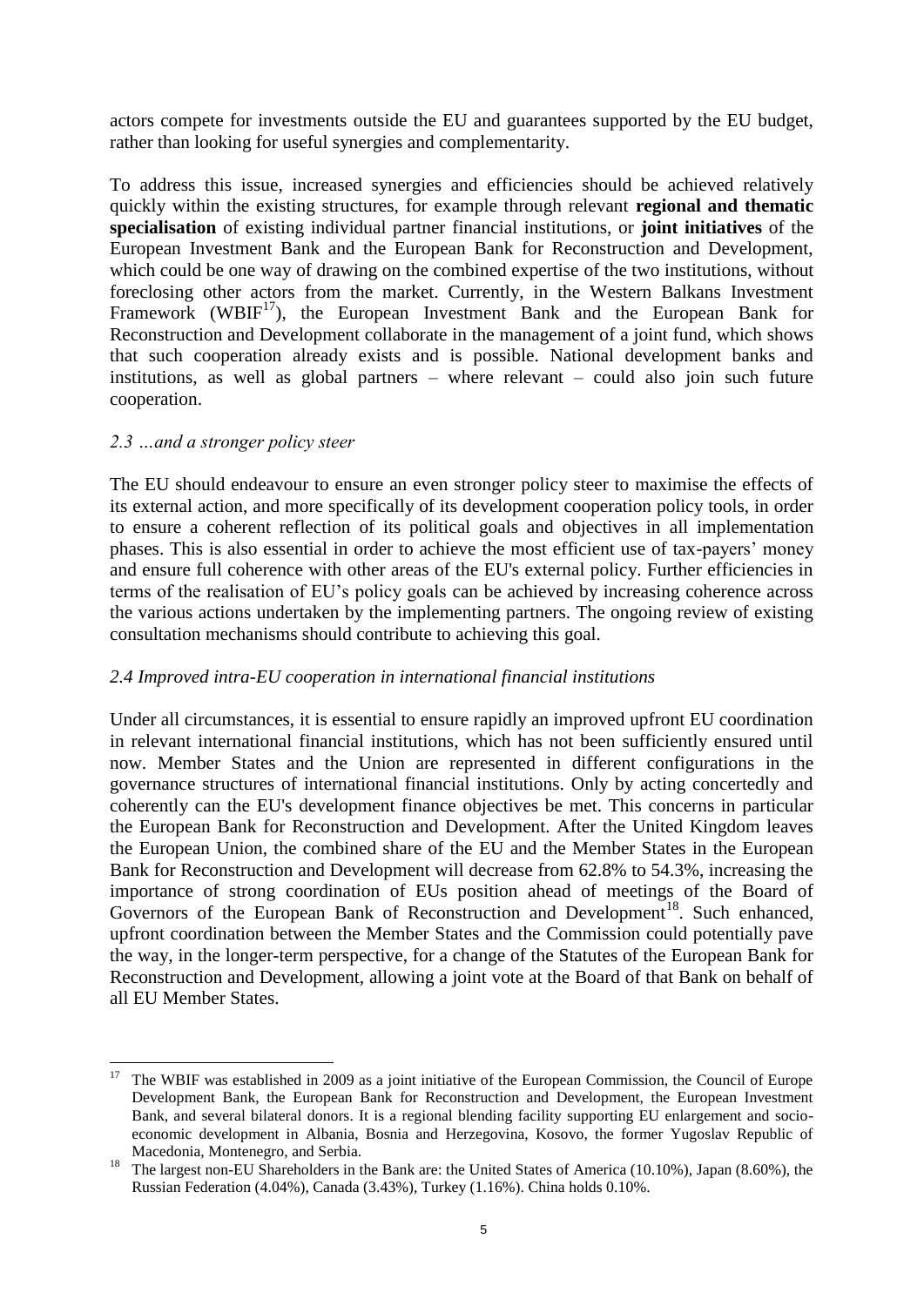actors compete for investments outside the EU and guarantees supported by the EU budget, rather than looking for useful synergies and complementarity.

To address this issue, increased synergies and efficiencies should be achieved relatively quickly within the existing structures, for example through relevant **regional and thematic specialisation** of existing individual partner financial institutions, or **joint initiatives** of the European Investment Bank and the European Bank for Reconstruction and Development, which could be one way of drawing on the combined expertise of the two institutions, without foreclosing other actors from the market. Currently, in the Western Balkans Investment Framework (WBIF[17]), the European Investment Bank and the European Bank for Reconstruction and Development collaborate in the management of a joint fund, which shows that such cooperation already exists and is possible. National development banks and institutions, as well as global partners – where relevant – could also join such future cooperation.

### *2.3 …and a stronger policy steer*

The EU should endeavour to ensure an even stronger policy steer to maximise the effects of its external action, and more specifically of its development cooperation policy tools, in order to ensure a coherent reflection of its political goals and objectives in all implementation phases. This is also essential in order to achieve the most efficient use of tax-payers' money and ensure full coherence with other areas of the EU's external policy. Further efficiencies in terms of the realisation of EU's policy goals can be achieved by increasing coherence across the various actions undertaken by the implementing partners. The ongoing review of existing consultation mechanisms should contribute to achieving this goal.

### *2.4 Improved intra-EU cooperation in international financial institutions*

Under all circumstances, it is essential to ensure rapidly an improved upfront EU coordination in relevant international financial institutions, which has not been sufficiently ensured until now. Member States and the Union are represented in different configurations in the governance structures of international financial institutions. Only by acting concertedly and coherently can the EU's development finance objectives be met. This concerns in particular the European Bank for Reconstruction and Development. After the United Kingdom leaves the European Union, the combined share of the EU and the Member States in the European Bank for Reconstruction and Development will decrease from 62.8% to 54.3%, increasing the importance of strong coordination of EUs position ahead of meetings of the Board of Governors of the European Bank of Reconstruction and Development[18]. Such enhanced, upfront coordination between the Member States and the Commission could potentially pave the way, in the longer-term perspective, for a change of the Statutes of the European Bank for Reconstruction and Development, allowing a joint vote at the Board of that Bank on behalf of all EU Member States.

---

[17] The WBIF was established in 2009 as a joint initiative of the European Commission, the Council of Europe Development Bank, the European Bank for Reconstruction and Development, the European Investment Bank, and several bilateral donors. It is a regional blending facility supporting EU enlargement and socio-economic development in Albania, Bosnia and Herzegovina, Kosovo, the former Yugoslav Republic of Macedonia, Montenegro, and Serbia.

[18] The largest non-EU Shareholders in the Bank are: the United States of America (10.10%), Japan (8.60%), the Russian Federation (4.04%), Canada (3.43%), Turkey (1.16%). China holds 0.10%.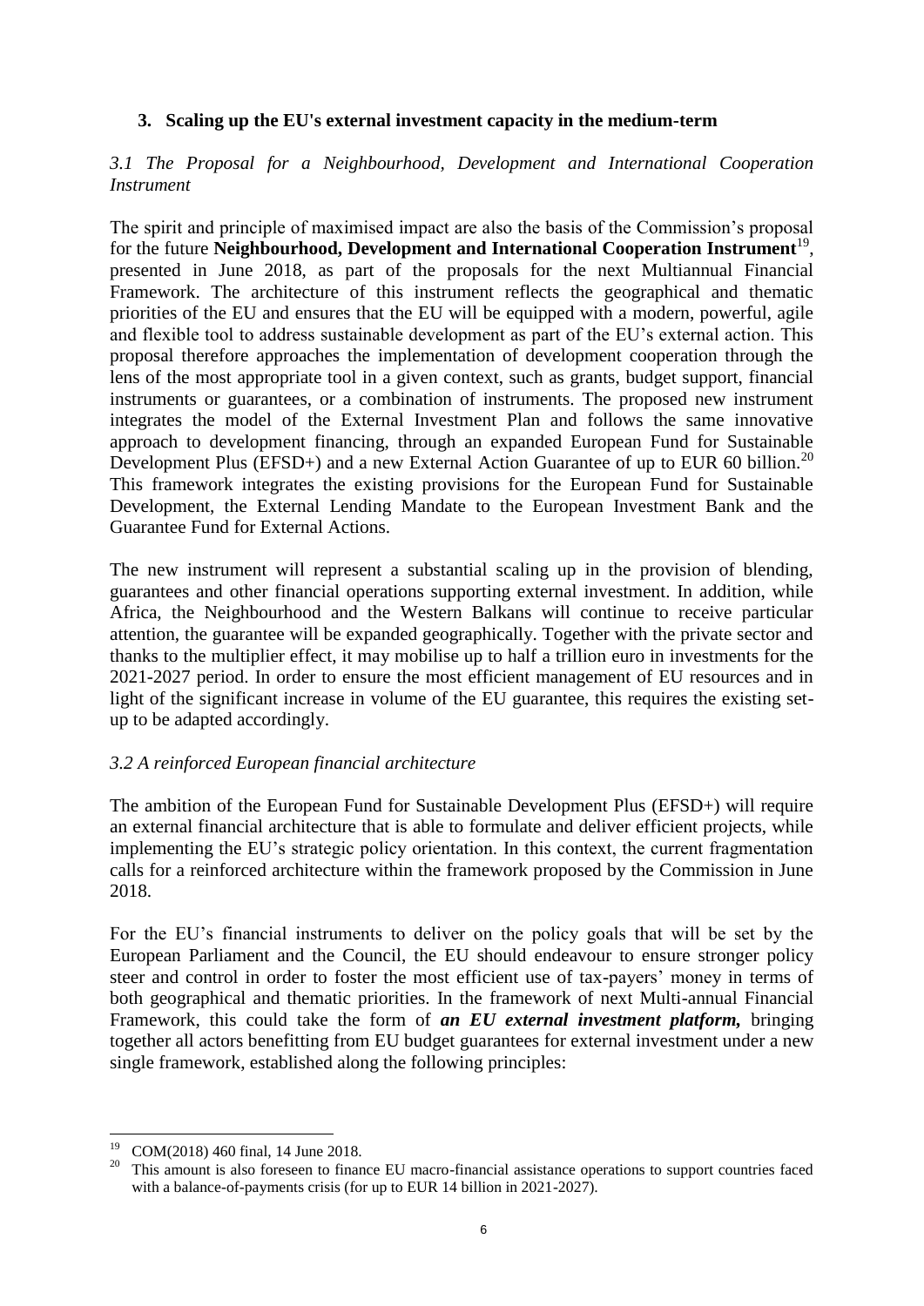## 3. Scaling up the EU's external investment capacity in the medium-term

### *3.1 The Proposal for a Neighbourhood, Development and International Cooperation Instrument*

The spirit and principle of maximised impact are also the basis of the Commission's proposal for the future **Neighbourhood, Development and International Cooperation Instrument**[19], presented in June 2018, as part of the proposals for the next Multiannual Financial Framework. The architecture of this instrument reflects the geographical and thematic priorities of the EU and ensures that the EU will be equipped with a modern, powerful, agile and flexible tool to address sustainable development as part of the EU's external action. This proposal therefore approaches the implementation of development cooperation through the lens of the most appropriate tool in a given context, such as grants, budget support, financial instruments or guarantees, or a combination of instruments. The proposed new instrument integrates the model of the External Investment Plan and follows the same innovative approach to development financing, through an expanded European Fund for Sustainable Development Plus (EFSD+) and a new External Action Guarantee of up to EUR 60 billion.[20] This framework integrates the existing provisions for the European Fund for Sustainable Development, the External Lending Mandate to the European Investment Bank and the Guarantee Fund for External Actions.

The new instrument will represent a substantial scaling up in the provision of blending, guarantees and other financial operations supporting external investment. In addition, while Africa, the Neighbourhood and the Western Balkans will continue to receive particular attention, the guarantee will be expanded geographically. Together with the private sector and thanks to the multiplier effect, it may mobilise up to half a trillion euro in investments for the 2021-2027 period. In order to ensure the most efficient management of EU resources and in light of the significant increase in volume of the EU guarantee, this requires the existing set-up to be adapted accordingly.

### *3.2 A reinforced European financial architecture*

The ambition of the European Fund for Sustainable Development Plus (EFSD+) will require an external financial architecture that is able to formulate and deliver efficient projects, while implementing the EU's strategic policy orientation. In this context, the current fragmentation calls for a reinforced architecture within the framework proposed by the Commission in June 2018.

For the EU's financial instruments to deliver on the policy goals that will be set by the European Parliament and the Council, the EU should endeavour to ensure stronger policy steer and control in order to foster the most efficient use of tax-payers' money in terms of both geographical and thematic priorities. In the framework of next Multi-annual Financial Framework, this could take the form of ***an EU external investment platform,*** bringing together all actors benefitting from EU budget guarantees for external investment under a new single framework, established along the following principles:

---

[19] COM(2018) 460 final, 14 June 2018.

[20] This amount is also foreseen to finance EU macro-financial assistance operations to support countries faced with a balance-of-payments crisis (for up to EUR 14 billion in 2021-2027).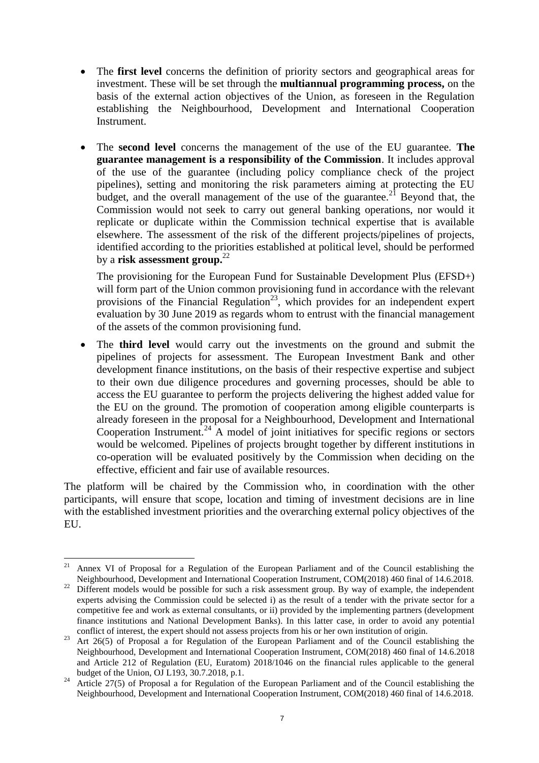- The **first level** concerns the definition of priority sectors and geographical areas for investment. These will be set through the **multiannual programming process,** on the basis of the external action objectives of the Union, as foreseen in the Regulation establishing the Neighbourhood, Development and International Cooperation Instrument.

- The **second level** concerns the management of the use of the EU guarantee. **The guarantee management is a responsibility of the Commission**. It includes approval of the use of the guarantee (including policy compliance check of the project pipelines), setting and monitoring the risk parameters aiming at protecting the EU budget, and the overall management of the use of the guarantee.[21] Beyond that, the Commission would not seek to carry out general banking operations, nor would it replicate or duplicate within the Commission technical expertise that is available elsewhere. The assessment of the risk of the different projects/pipelines of projects, identified according to the priorities established at political level, should be performed by a **risk assessment group.**[22]

  The provisioning for the European Fund for Sustainable Development Plus (EFSD+) will form part of the Union common provisioning fund in accordance with the relevant provisions of the Financial Regulation[23], which provides for an independent expert evaluation by 30 June 2019 as regards whom to entrust with the financial management of the assets of the common provisioning fund.

- The **third level** would carry out the investments on the ground and submit the pipelines of projects for assessment. The European Investment Bank and other development finance institutions, on the basis of their respective expertise and subject to their own due diligence procedures and governing processes, should be able to access the EU guarantee to perform the projects delivering the highest added value for the EU on the ground. The promotion of cooperation among eligible counterparts is already foreseen in the proposal for a Neighbourhood, Development and International Cooperation Instrument.[24] A model of joint initiatives for specific regions or sectors would be welcomed. Pipelines of projects brought together by different institutions in co-operation will be evaluated positively by the Commission when deciding on the effective, efficient and fair use of available resources.

The platform will be chaired by the Commission who, in coordination with the other participants, will ensure that scope, location and timing of investment decisions are in line with the established investment priorities and the overarching external policy objectives of the EU.

---

[21] Annex VI of Proposal for a Regulation of the European Parliament and of the Council establishing the Neighbourhood, Development and International Cooperation Instrument, COM(2018) 460 final of 14.6.2018.

[22] Different models would be possible for such a risk assessment group. By way of example, the independent experts advising the Commission could be selected i) as the result of a tender with the private sector for a competitive fee and work as external consultants, or ii) provided by the implementing partners (development finance institutions and National Development Banks). In this latter case, in order to avoid any potential conflict of interest, the expert should not assess projects from his or her own institution of origin.

[23] Art 26(5) of Proposal a for Regulation of the European Parliament and of the Council establishing the Neighbourhood, Development and International Cooperation Instrument, COM(2018) 460 final of 14.6.2018 and Article 212 of Regulation (EU, Euratom) 2018/1046 on the financial rules applicable to the general budget of the Union, OJ L193, 30.7.2018, p.1.

[24] Article 27(5) of Proposal a for Regulation of the European Parliament and of the Council establishing the Neighbourhood, Development and International Cooperation Instrument, COM(2018) 460 final of 14.6.2018.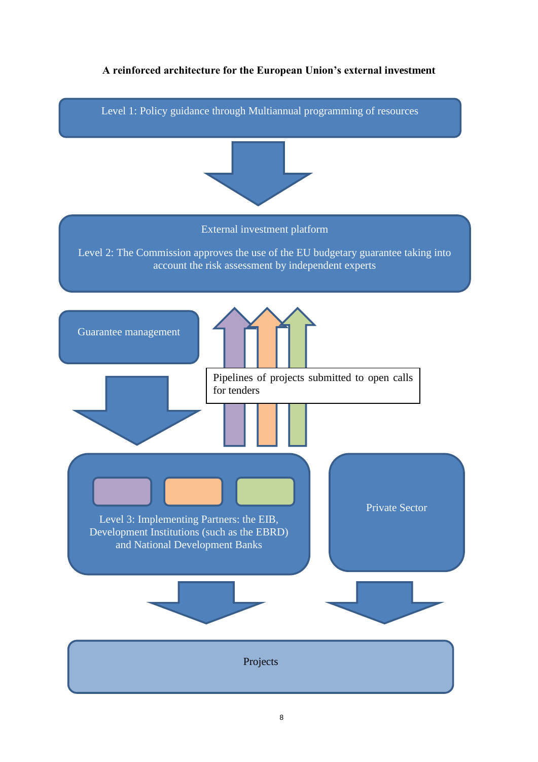**A reinforced architecture for the European Union's external investment**

Level 1: Policy guidance through Multiannual programming of resources

External investment platform

Level 2: The Commission approves the use of the EU budgetary guarantee taking into account the risk assessment by independent experts

Guarantee management

Pipelines of projects submitted to open calls for tenders

Level 3: Implementing Partners: the EIB, Development Institutions (such as the EBRD) and National Development Banks

Private Sector

Projects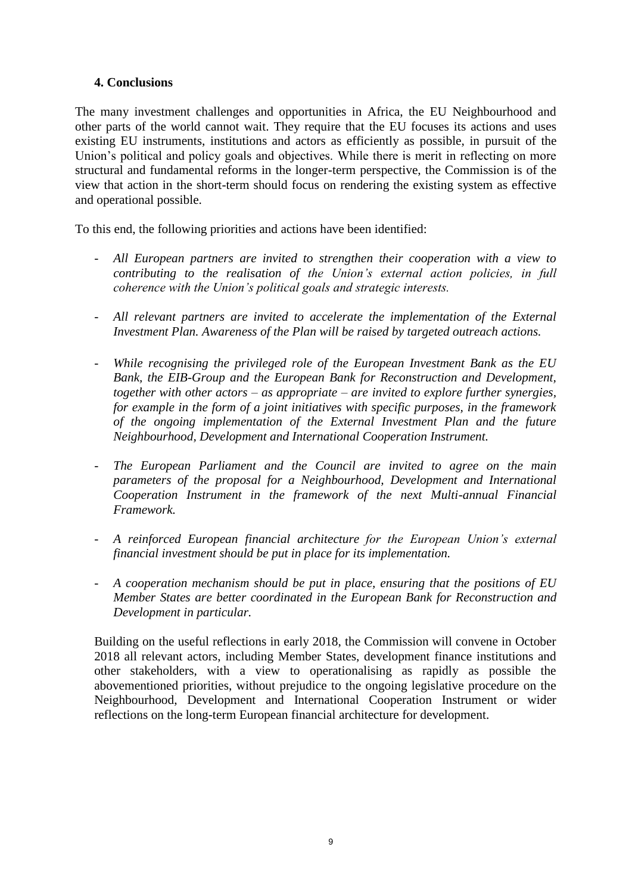## 4. Conclusions

The many investment challenges and opportunities in Africa, the EU Neighbourhood and other parts of the world cannot wait. They require that the EU focuses its actions and uses existing EU instruments, institutions and actors as efficiently as possible, in pursuit of the Union's political and policy goals and objectives. While there is merit in reflecting on more structural and fundamental reforms in the longer-term perspective, the Commission is of the view that action in the short-term should focus on rendering the existing system as effective and operational possible.

To this end, the following priorities and actions have been identified:

- *All European partners are invited to strengthen their cooperation with a view to contributing to the realisation of the Union's external action policies, in full coherence with the Union's political goals and strategic interests.*

- *All relevant partners are invited to accelerate the implementation of the External Investment Plan. Awareness of the Plan will be raised by targeted outreach actions.*

- *While recognising the privileged role of the European Investment Bank as the EU Bank, the EIB-Group and the European Bank for Reconstruction and Development, together with other actors – as appropriate – are invited to explore further synergies, for example in the form of a joint initiatives with specific purposes, in the framework of the ongoing implementation of the External Investment Plan and the future Neighbourhood, Development and International Cooperation Instrument.*

- *The European Parliament and the Council are invited to agree on the main parameters of the proposal for a Neighbourhood, Development and International Cooperation Instrument in the framework of the next Multi-annual Financial Framework.*

- *A reinforced European financial architecture for the European Union's external financial investment should be put in place for its implementation.*

- *A cooperation mechanism should be put in place, ensuring that the positions of EU Member States are better coordinated in the European Bank for Reconstruction and Development in particular.*

Building on the useful reflections in early 2018, the Commission will convene in October 2018 all relevant actors, including Member States, development finance institutions and other stakeholders, with a view to operationalising as rapidly as possible the abovementioned priorities, without prejudice to the ongoing legislative procedure on the Neighbourhood, Development and International Cooperation Instrument or wider reflections on the long-term European financial architecture for development.